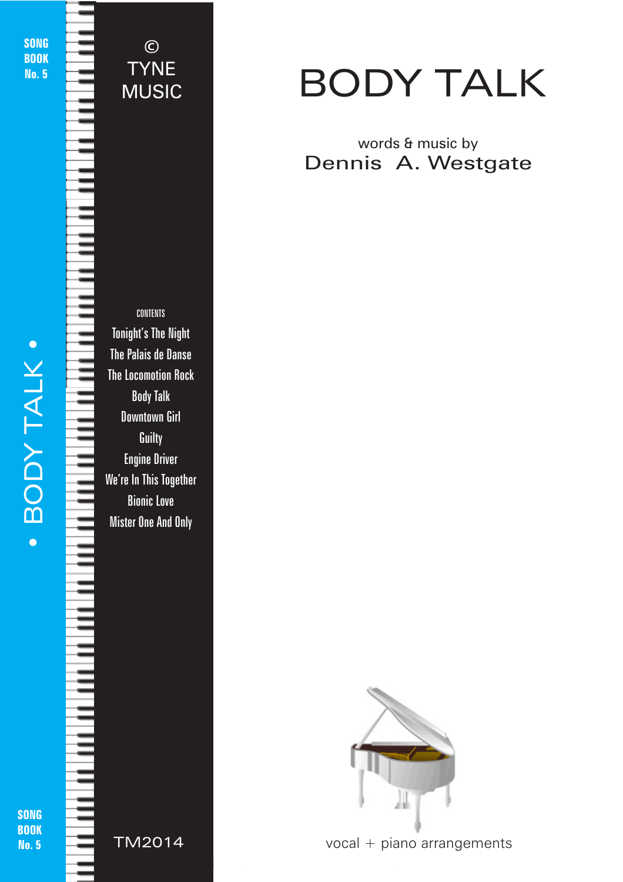# BODY TALK

words & music by
**Dennis A. Westgate**

SONG BOOK No. 5

© TYNE MUSIC

CONTENTS

- Tonight's The Night
- The Palais de Danse
- The Locomotion Rock
- Body Talk
- Downtown Girl
- Guilty
- Engine Driver
- We're In This Together
- Bionic Love
- Mister One And Only

TM2014

vocal + piano arrangements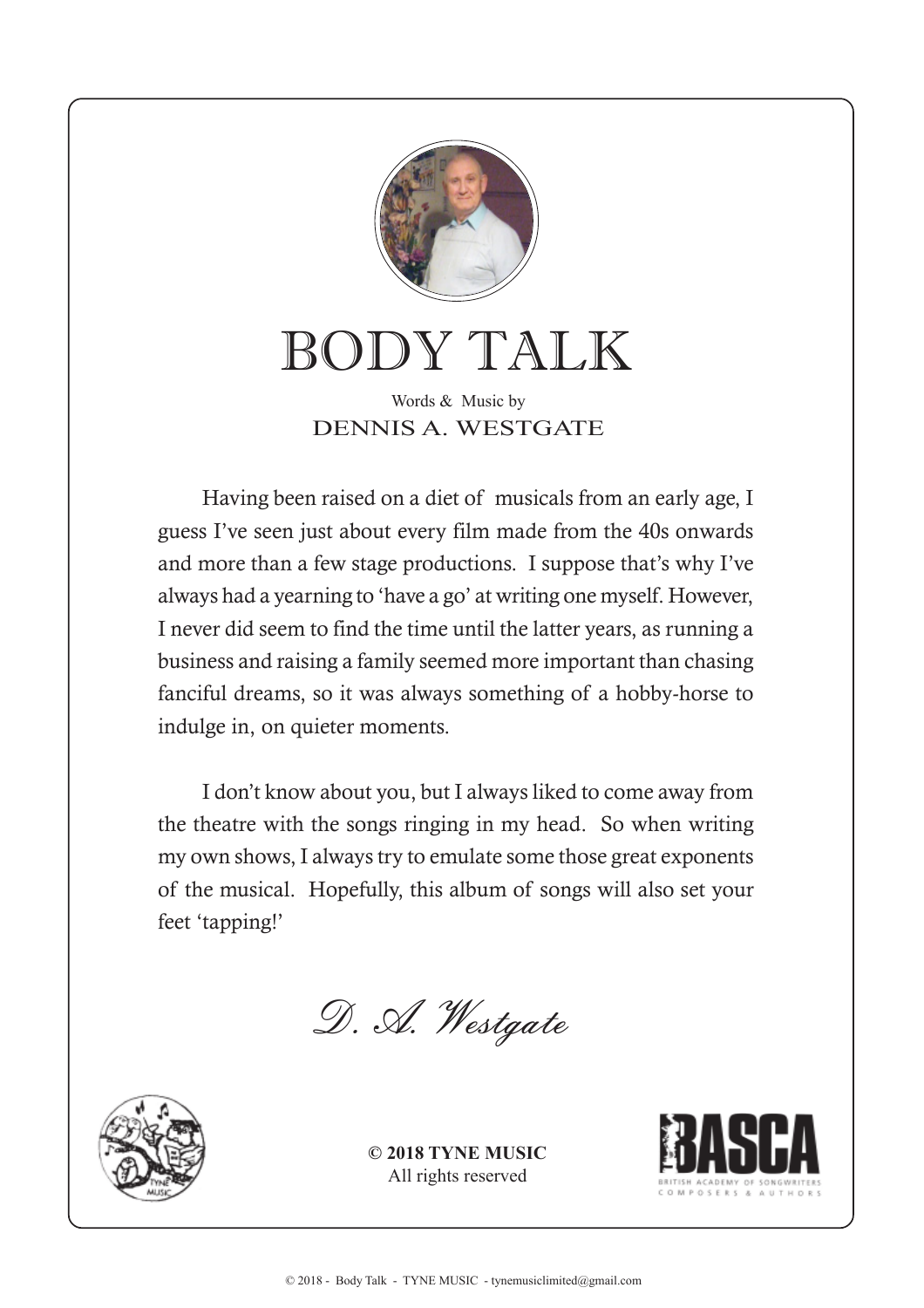# BODY TALK

Words & Music by

DENNIS A. WESTGATE

Having been raised on a diet of musicals from an early age, I guess I've seen just about every film made from the 40s onwards and more than a few stage productions. I suppose that's why I've always had a yearning to 'have a go' at writing one myself. However, I never did seem to find the time until the latter years, as running a business and raising a family seemed more important than chasing fanciful dreams, so it was always something of a hobby-horse to indulge in, on quieter moments.

I don't know about you, but I always liked to come away from the theatre with the songs ringing in my head. So when writing my own shows, I always try to emulate some those great exponents of the musical. Hopefully, this album of songs will also set your feet 'tapping!'

*D. A. Westgate*

**© 2018 TYNE MUSIC**
All rights reserved

BASCA
BRITISH ACADEMY OF SONGWRITERS COMPOSERS & AUTHORS

© 2018 - Body Talk - TYNE MUSIC - tynemusiclimited@gmail.com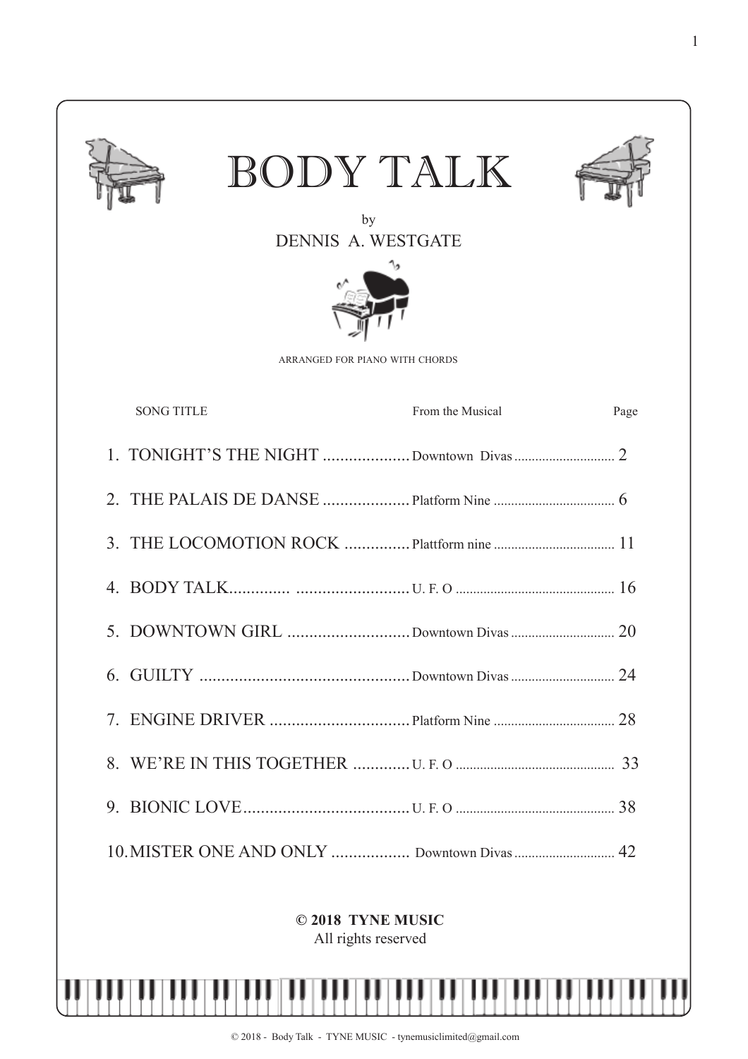# BODY TALK

by

DENNIS A. WESTGATE

ARRANGED FOR PIANO WITH CHORDS

| SONG TITLE | From the Musical | Page |
|---|---|---|
| 1. TONIGHT'S THE NIGHT | Downtown Divas | 2 |
| 2. THE PALAIS DE DANSE | Platform Nine | 6 |
| 3. THE LOCOMOTION ROCK | Plattform nine | 11 |
| 4. BODY TALK | U. F. O | 16 |
| 5. DOWNTOWN GIRL | Downtown Divas | 20 |
| 6. GUILTY | Downtown Divas | 24 |
| 7. ENGINE DRIVER | Platform Nine | 28 |
| 8. WE'RE IN THIS TOGETHER | U. F. O | 33 |
| 9. BIONIC LOVE | U. F. O | 38 |
| 10. MISTER ONE AND ONLY | Downtown Divas | 42 |

**© 2018 TYNE MUSIC**

All rights reserved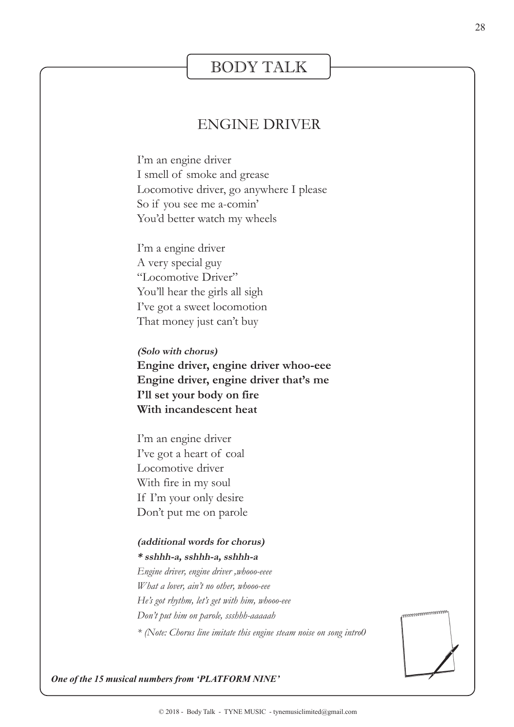# BODY TALK

## ENGINE DRIVER

I'm an engine driver
I smell of smoke and grease
Locomotive driver, go anywhere I please
So if you see me a-comin'
You'd better watch my wheels

I'm a engine driver
A very special guy
"Locomotive Driver"
You'll hear the girls all sigh
I've got a sweet locomotion
That money just can't buy

***(Solo with chorus)***
**Engine driver, engine driver whoo-eee**
**Engine driver, engine driver that's me**
**I'll set your body on fire**
**With incandescent heat**

I'm an engine driver
I've got a heart of coal
Locomotive driver
With fire in my soul
If I'm your only desire
Don't put me on parole

***(additional words for chorus)***
***\* sshhh-a, sshhh-a, sshhh-a***
*Engine driver, engine driver ,whooo-eeee*
*What a lover, ain't no other, whooo-eee*
*He's got rhythm, let's get with him, whooo-eee*
*Don't put him on parole, ssshhh-aaaaah*
*\* (Note: Chorus line imitate this engine steam noise on song intro0*

***One of the 15 musical numbers from 'PLATFORM NINE'***

© 2018 - Body Talk - TYNE MUSIC - tynemusiclimited@gmail.com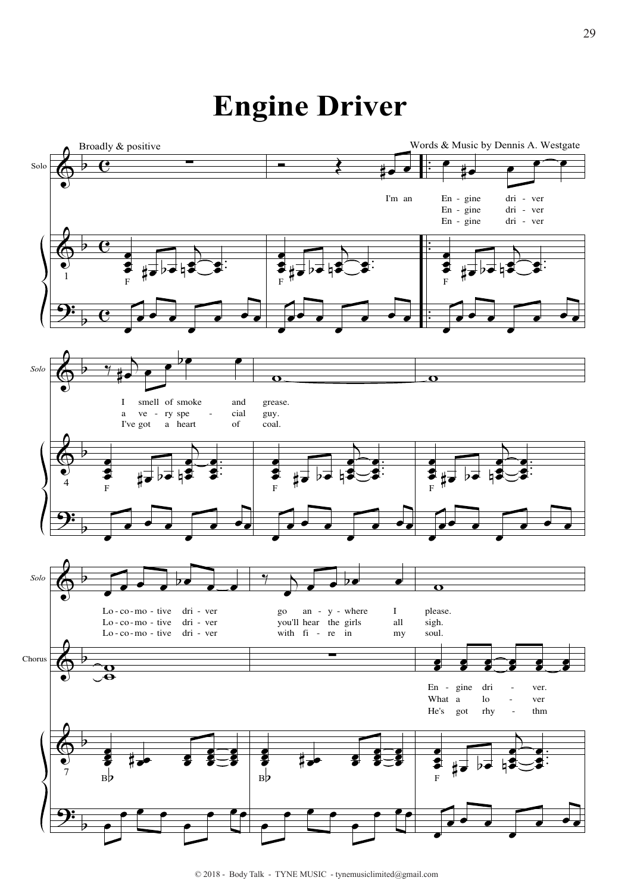# Engine Driver

Broadly & positive

Words & Music by Dennis A. Westgate

I'm an En - gine dri - ver I smell of smoke and grease.
En - gine dri - ver a ve - ry spe - cial guy.
En - gine dri - ver I've got a heart of coal.

Lo - co - mo - tive dri - ver go an - y - where I please.
Lo - co - mo - tive dri - ver you'll hear the girls all sigh.
Lo - co - mo - tive dri - ver with fi - re in my soul.

Chorus:
En - gine dri - ver.
What a lo - ver
He's got rhy - thm

© 2018 - Body Talk - TYNE MUSIC - tynemusiclimited@gmail.com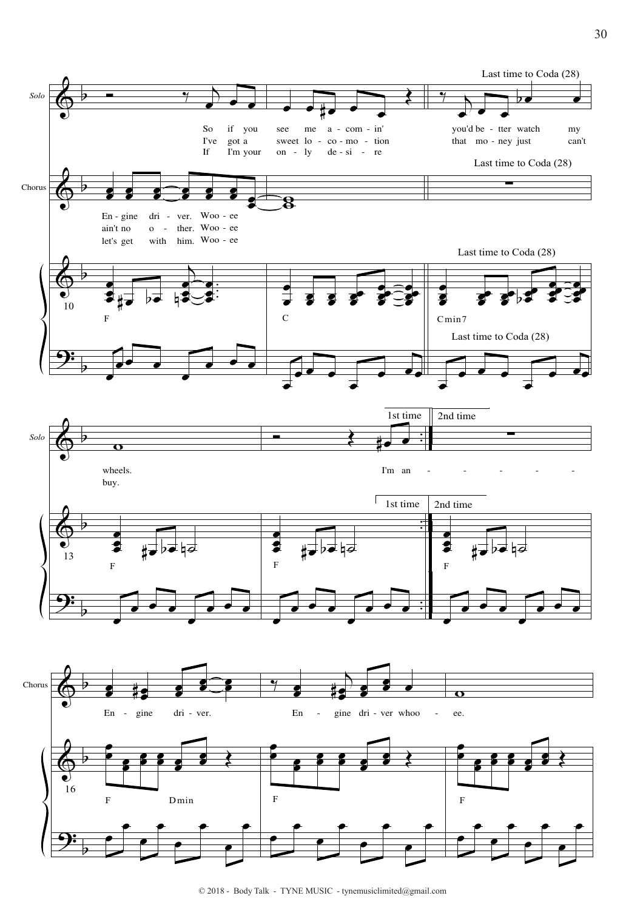**Solo**

So if you see me a - com - in' you'd be - tter watch my wheels.
I've got a sweet lo - co - mo - tion that mo - ney just can't buy.
If I'm your on - ly de - si - re

I'm an - - - - - -

**Chorus**

En - gine dri - ver. Woo - ee
ain't no o - ther. Woo - ee
let's get with him. Woo - ee

En - gine dri - ver. En - gine dri - ver whoo - ee.

**Piano chords**

F | C | Cmin7 | F | F | F | F Dmin | F | F

Last time to Coda (28)

1st time | 2nd time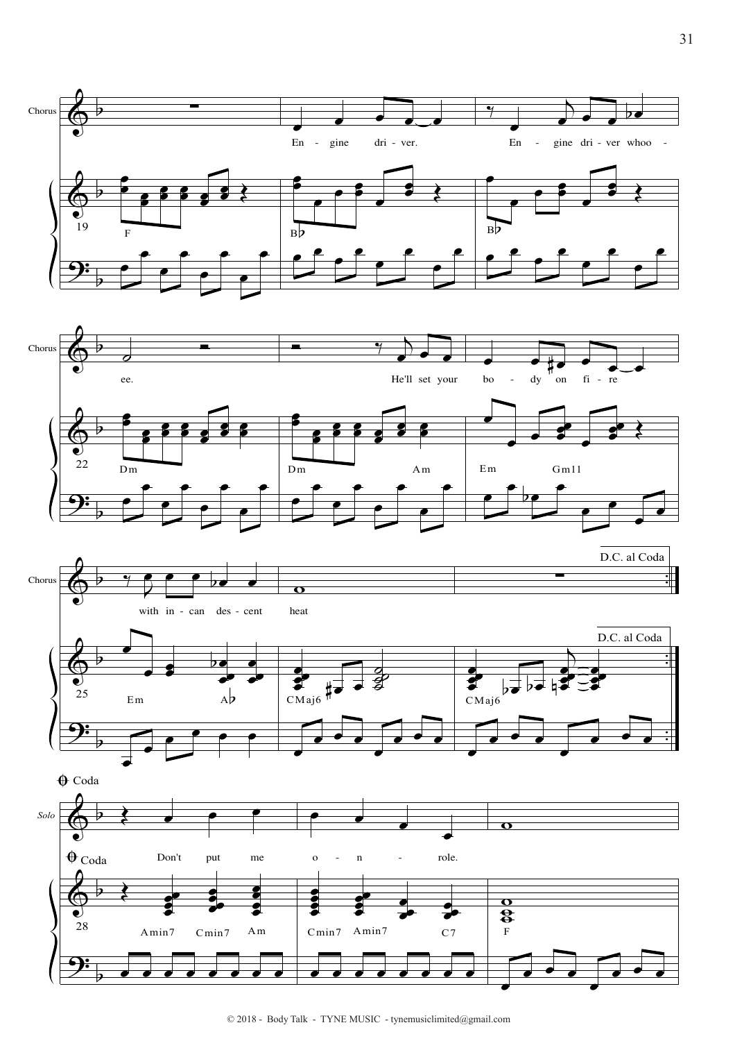Chorus

Engine driver. Engine driver whoo - ee. He'll set your body on fire with incandescent heat

F | B♭ | B♭ | Dm | Dm Am | Em Gm11 | Em A♭ | CMaj6 | CMaj6

D.C. al Coda

Coda

Solo

Don't put me on - role.

Amin7 Cmin7 Am | Cmin7 Amin7 C7 | F